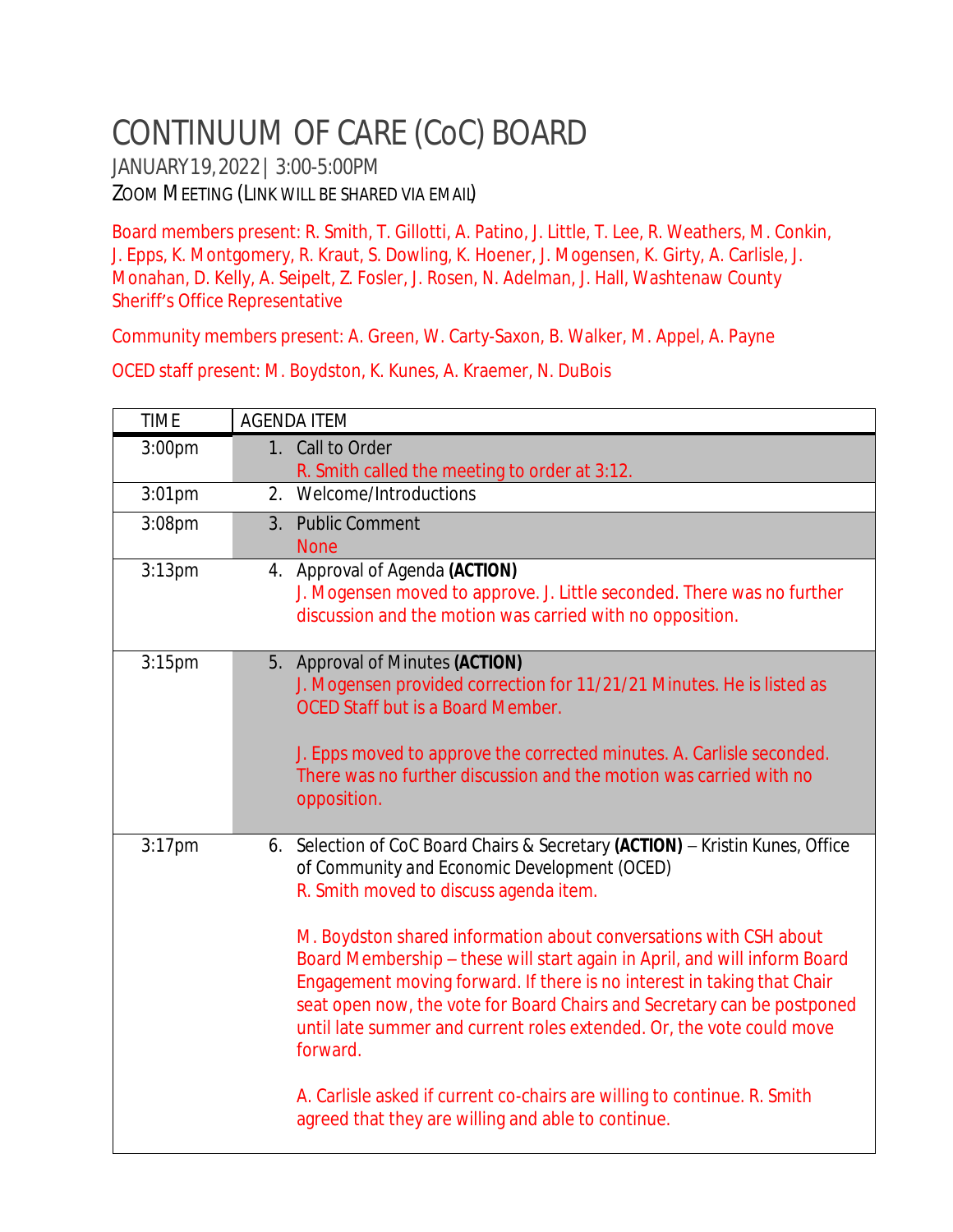# CONTINUUM OF CARE (CoC) BOARD

JANUARY 19, 2022 | 3:00-5:00PM

ZOOM MEETING (LINK WILL BE SHARED VIA EMAIL)

Board members present: R. Smith, T. Gillotti, A. Patino, J. Little, T. Lee, R. Weathers, M. Conkin, J. Epps, K. Montgomery, R. Kraut, S. Dowling, K. Hoener, J. Mogensen, K. Girty, A. Carlisle, J. Monahan, D. Kelly, A. Seipelt, Z. Fosler, J. Rosen, N. Adelman, J. Hall, Washtenaw County Sheriff's Office Representative

Community members present: A. Green, W. Carty-Saxon, B. Walker, M. Appel, A. Payne

OCED staff present: M. Boydston, K. Kunes, A. Kraemer, N. DuBois

| TIME | AGENDA ITEM |
|---|---|
| 3:00pm | 1. Call to Order<br>R. Smith called the meeting to order at 3:12. |
| 3:01pm | 2. Welcome/Introductions |
| 3:08pm | 3. Public Comment<br>None |
| 3:13pm | 4. Approval of Agenda **(ACTION)**<br>J. Mogensen moved to approve. J. Little seconded. There was no further discussion and the motion was carried with no opposition. |
| 3:15pm | 5. Approval of Minutes **(ACTION)**<br>J. Mogensen provided correction for 11/21/21 Minutes. He is listed as OCED Staff but is a Board Member.<br><br>J. Epps moved to approve the corrected minutes. A. Carlisle seconded. There was no further discussion and the motion was carried with no opposition. |
| 3:17pm | 6. Selection of CoC Board Chairs & Secretary **(ACTION)** – Kristin Kunes, Office of Community and Economic Development (OCED)<br>R. Smith moved to discuss agenda item.<br><br>M. Boydston shared information about conversations with CSH about Board Membership – these will start again in April, and will inform Board Engagement moving forward. If there is no interest in taking that Chair seat open now, the vote for Board Chairs and Secretary can be postponed until late summer and current roles extended. Or, the vote could move forward.<br><br>A. Carlisle asked if current co-chairs are willing to continue. R. Smith agreed that they are willing and able to continue. |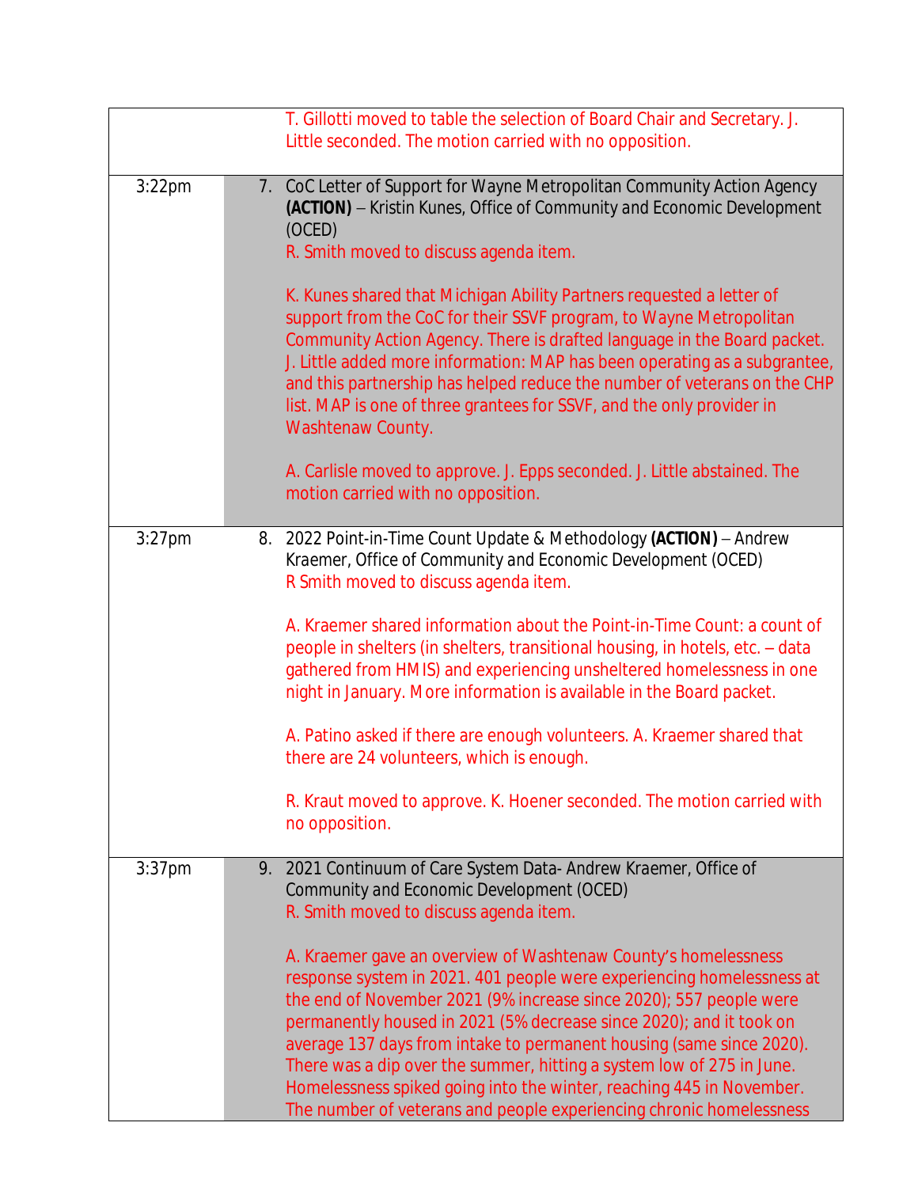| | |
|---|---|
| | T. Gillotti moved to table the selection of Board Chair and Secretary. J. Little seconded. The motion carried with no opposition. |
| 3:22pm | 7. CoC Letter of Support for Wayne Metropolitan Community Action Agency **(ACTION)** – Kristin Kunes, Office of Community and Economic Development (OCED)<br>R. Smith moved to discuss agenda item.<br><br>K. Kunes shared that Michigan Ability Partners requested a letter of support from the CoC for their SSVF program, to Wayne Metropolitan Community Action Agency. There is drafted language in the Board packet. J. Little added more information: MAP has been operating as a subgrantee, and this partnership has helped reduce the number of veterans on the CHP list. MAP is one of three grantees for SSVF, and the only provider in Washtenaw County.<br><br>A. Carlisle moved to approve. J. Epps seconded. J. Little abstained. The motion carried with no opposition. |
| 3:27pm | 8. 2022 Point-in-Time Count Update & Methodology **(ACTION)** – Andrew Kraemer, Office of Community and Economic Development (OCED)<br>R Smith moved to discuss agenda item.<br><br>A. Kraemer shared information about the Point-in-Time Count: a count of people in shelters (in shelters, transitional housing, in hotels, etc. – data gathered from HMIS) and experiencing unsheltered homelessness in one night in January. More information is available in the Board packet.<br><br>A. Patino asked if there are enough volunteers. A. Kraemer shared that there are 24 volunteers, which is enough.<br><br>R. Kraut moved to approve. K. Hoener seconded. The motion carried with no opposition. |
| 3:37pm | 9. 2021 Continuum of Care System Data- Andrew Kraemer, Office of Community and Economic Development (OCED)<br>R. Smith moved to discuss agenda item.<br><br>A. Kraemer gave an overview of Washtenaw County's homelessness response system in 2021. 401 people were experiencing homelessness at the end of November 2021 (9% increase since 2020); 557 people were permanently housed in 2021 (5% decrease since 2020); and it took on average 137 days from intake to permanent housing (same since 2020). There was a dip over the summer, hitting a system low of 275 in June. Homelessness spiked going into the winter, reaching 445 in November. The number of veterans and people experiencing chronic homelessness |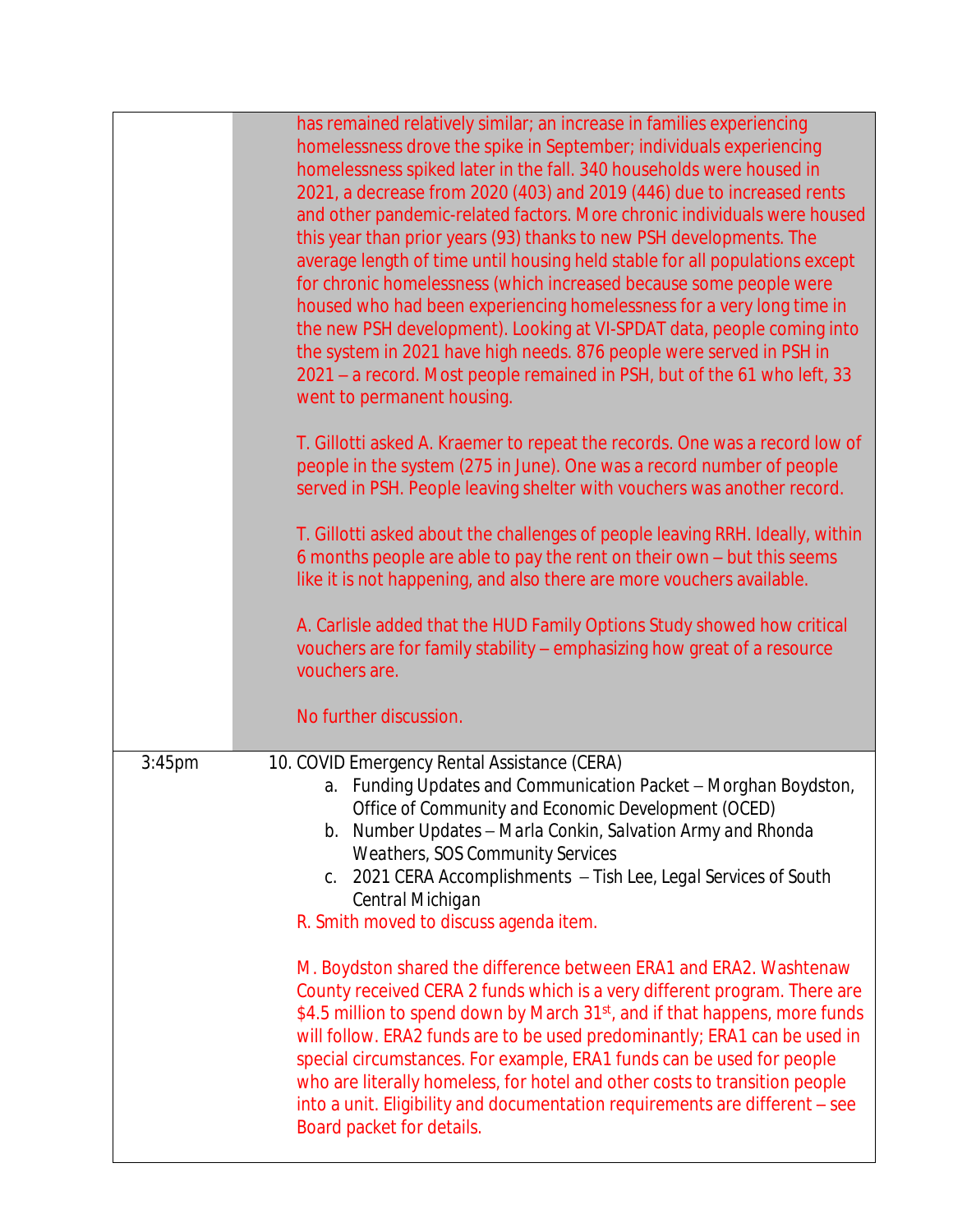| | |
|---|---|
| | has remained relatively similar; an increase in families experiencing homelessness drove the spike in September; individuals experiencing homelessness spiked later in the fall. 340 households were housed in 2021, a decrease from 2020 (403) and 2019 (446) due to increased rents and other pandemic-related factors. More chronic individuals were housed this year than prior years (93) thanks to new PSH developments. The average length of time until housing held stable for all populations except for chronic homelessness (which increased because some people were housed who had been experiencing homelessness for a very long time in the new PSH development). Looking at VI-SPDAT data, people coming into the system in 2021 have high needs. 876 people were served in PSH in 2021 – a record. Most people remained in PSH, but of the 61 who left, 33 went to permanent housing.<br><br>T. Gillotti asked A. Kraemer to repeat the records. One was a record low of people in the system (275 in June). One was a record number of people served in PSH. People leaving shelter with vouchers was another record.<br><br>T. Gillotti asked about the challenges of people leaving RRH. Ideally, within 6 months people are able to pay the rent on their own – but this seems like it is not happening, and also there are more vouchers available.<br><br>A. Carlisle added that the HUD Family Options Study showed how critical vouchers are for family stability – emphasizing how great of a resource vouchers are.<br><br>No further discussion. |
| 3:45pm | 10. COVID Emergency Rental Assistance (CERA)<br>a. Funding Updates and Communication Packet – *Morghan Boydston, Office of Community and Economic Development (OCED)*<br>b. Number Updates – *Marla Conkin, Salvation Army and Rhonda Weathers, SOS Community Services*<br>c. 2021 CERA Accomplishments – *Tish Lee, Legal Services of South Central Michigan*<br><br>R. Smith moved to discuss agenda item.<br><br>M. Boydston shared the difference between ERA1 and ERA2. Washtenaw County received CERA 2 funds which is a very different program. There are \$4.5 million to spend down by March 31st, and if that happens, more funds will follow. ERA2 funds are to be used predominantly; ERA1 can be used in special circumstances. For example, ERA1 funds can be used for people who are literally homeless, for hotel and other costs to transition people into a unit. Eligibility and documentation requirements are different – see Board packet for details. |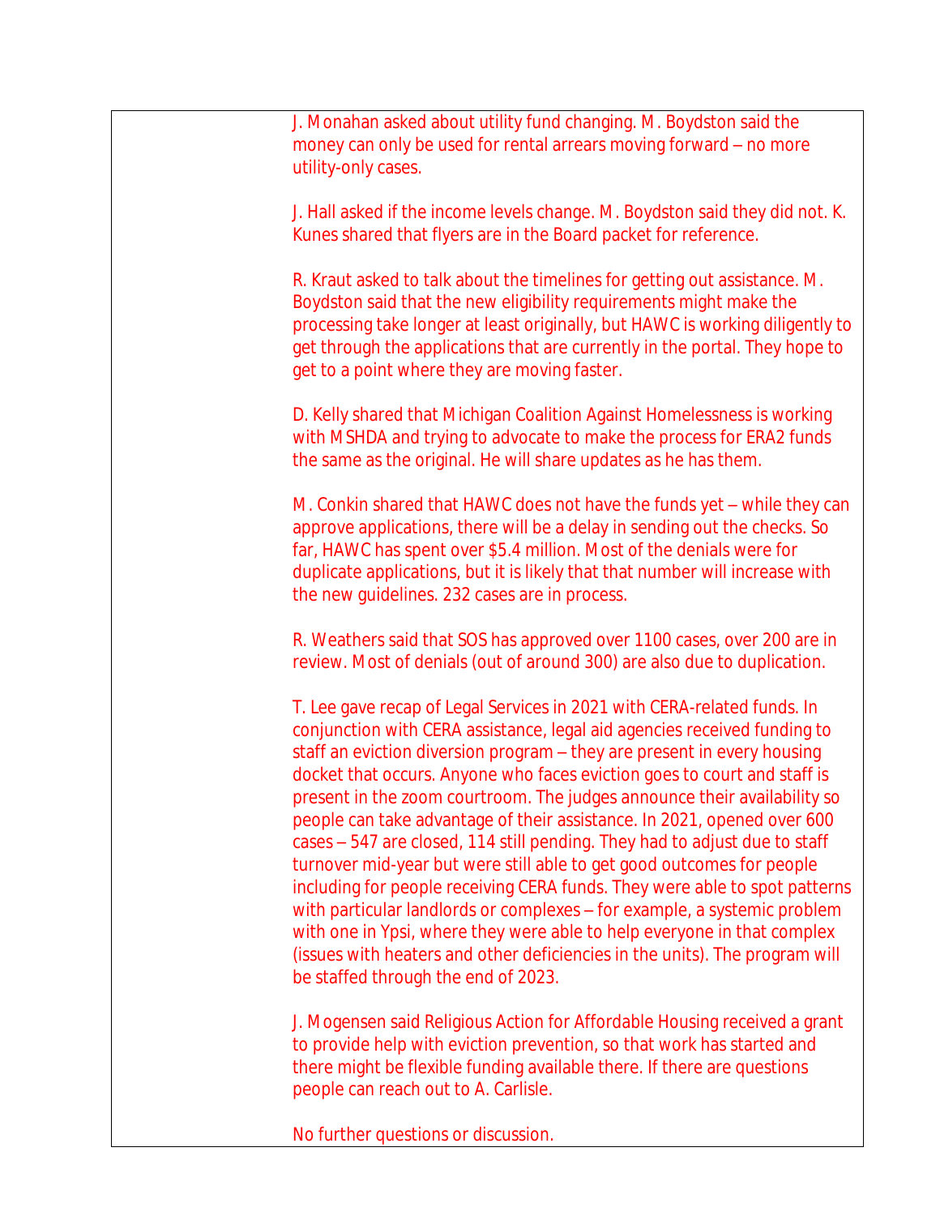J. Monahan asked about utility fund changing. M. Boydston said the money can only be used for rental arrears moving forward – no more utility-only cases.

J. Hall asked if the income levels change. M. Boydston said they did not. K. Kunes shared that flyers are in the Board packet for reference.

R. Kraut asked to talk about the timelines for getting out assistance. M. Boydston said that the new eligibility requirements might make the processing take longer at least originally, but HAWC is working diligently to get through the applications that are currently in the portal. They hope to get to a point where they are moving faster.

D. Kelly shared that Michigan Coalition Against Homelessness is working with MSHDA and trying to advocate to make the process for ERA2 funds the same as the original. He will share updates as he has them.

M. Conkin shared that HAWC does not have the funds yet – while they can approve applications, there will be a delay in sending out the checks. So far, HAWC has spent over $5.4 million. Most of the denials were for duplicate applications, but it is likely that that number will increase with the new guidelines. 232 cases are in process.

R. Weathers said that SOS has approved over 1100 cases, over 200 are in review. Most of denials (out of around 300) are also due to duplication.

T. Lee gave recap of Legal Services in 2021 with CERA-related funds. In conjunction with CERA assistance, legal aid agencies received funding to staff an eviction diversion program – they are present in every housing docket that occurs. Anyone who faces eviction goes to court and staff is present in the zoom courtroom. The judges announce their availability so people can take advantage of their assistance. In 2021, opened over 600 cases – 547 are closed, 114 still pending. They had to adjust due to staff turnover mid-year but were still able to get good outcomes for people including for people receiving CERA funds. They were able to spot patterns with particular landlords or complexes – for example, a systemic problem with one in Ypsi, where they were able to help everyone in that complex (issues with heaters and other deficiencies in the units). The program will be staffed through the end of 2023.

J. Mogensen said Religious Action for Affordable Housing received a grant to provide help with eviction prevention, so that work has started and there might be flexible funding available there. If there are questions people can reach out to A. Carlisle.

No further questions or discussion.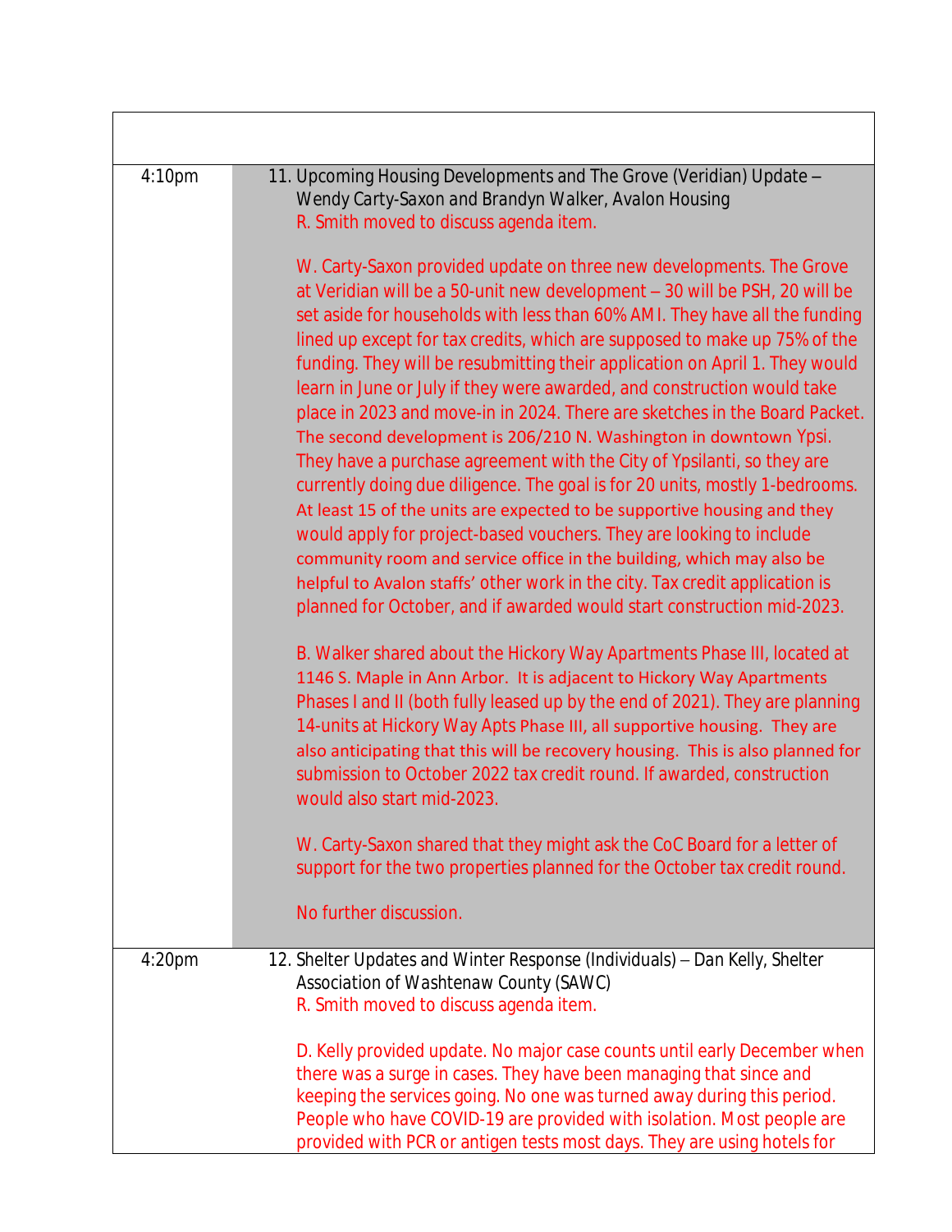| | |
|---|---|
| | |
| 4:10pm | 11. Upcoming Housing Developments and The Grove (Veridian) Update – *Wendy Carty-Saxon and Brandyn Walker, Avalon Housing*<br>R. Smith moved to discuss agenda item.<br><br>W. Carty-Saxon provided update on three new developments. The Grove at Veridian will be a 50-unit new development – 30 will be PSH, 20 will be set aside for households with less than 60% AMI. They have all the funding lined up except for tax credits, which are supposed to make up 75% of the funding. They will be resubmitting their application on April 1. They would learn in June or July if they were awarded, and construction would take place in 2023 and move-in in 2024. There are sketches in the Board Packet. The second development is 206/210 N. Washington in downtown Ypsi. They have a purchase agreement with the City of Ypsilanti, so they are currently doing due diligence. The goal is for 20 units, mostly 1-bedrooms. At least 15 of the units are expected to be supportive housing and they would apply for project-based vouchers. They are looking to include community room and service office in the building, which may also be helpful to Avalon staffs' other work in the city. Tax credit application is planned for October, and if awarded would start construction mid-2023.<br><br>B. Walker shared about the Hickory Way Apartments Phase III, located at 1146 S. Maple in Ann Arbor. It is adjacent to Hickory Way Apartments Phases I and II (both fully leased up by the end of 2021). They are planning 14-units at Hickory Way Apts Phase III, all supportive housing. They are also anticipating that this will be recovery housing. This is also planned for submission to October 2022 tax credit round. If awarded, construction would also start mid-2023.<br><br>W. Carty-Saxon shared that they might ask the CoC Board for a letter of support for the two properties planned for the October tax credit round.<br><br>No further discussion. |
| 4:20pm | 12. Shelter Updates and Winter Response (Individuals) – Dan Kelly, Shelter Association of Washtenaw County (SAWC)<br>R. Smith moved to discuss agenda item.<br><br>D. Kelly provided update. No major case counts until early December when there was a surge in cases. They have been managing that since and keeping the services going. No one was turned away during this period. People who have COVID-19 are provided with isolation. Most people are provided with PCR or antigen tests most days. They are using hotels for |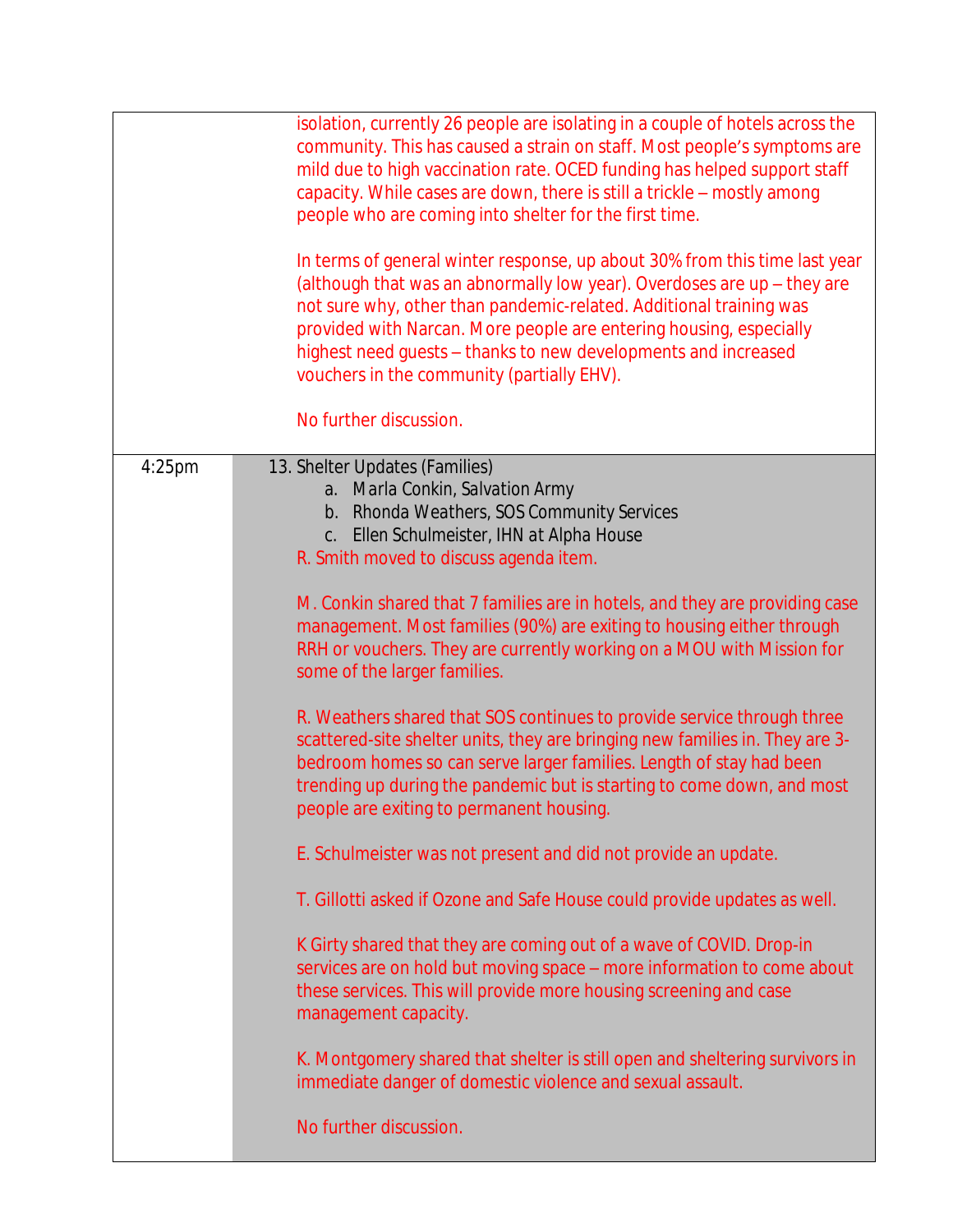| | |
|---|---|
| | isolation, currently 26 people are isolating in a couple of hotels across the community. This has caused a strain on staff. Most people's symptoms are mild due to high vaccination rate. OCED funding has helped support staff capacity. While cases are down, there is still a trickle – mostly among people who are coming into shelter for the first time.<br><br>In terms of general winter response, up about 30% from this time last year (although that was an abnormally low year). Overdoses are up – they are not sure why, other than pandemic-related. Additional training was provided with Narcan. More people are entering housing, especially highest need guests – thanks to new developments and increased vouchers in the community (partially EHV).<br><br>No further discussion. |
| 4:25pm | 13. Shelter Updates (Families)<br>a. Marla Conkin, Salvation Army<br>b. Rhonda Weathers, SOS Community Services<br>c. Ellen Schulmeister, IHN at Alpha House<br>R. Smith moved to discuss agenda item.<br><br>M. Conkin shared that 7 families are in hotels, and they are providing case management. Most families (90%) are exiting to housing either through RRH or vouchers. They are currently working on a MOU with Mission for some of the larger families.<br><br>R. Weathers shared that SOS continues to provide service through three scattered-site shelter units, they are bringing new families in. They are 3-bedroom homes so can serve larger families. Length of stay had been trending up during the pandemic but is starting to come down, and most people are exiting to permanent housing.<br><br>E. Schulmeister was not present and did not provide an update.<br><br>T. Gillotti asked if Ozone and Safe House could provide updates as well.<br><br>K Girty shared that they are coming out of a wave of COVID. Drop-in services are on hold but moving space – more information to come about these services. This will provide more housing screening and case management capacity.<br><br>K. Montgomery shared that shelter is still open and sheltering survivors in immediate danger of domestic violence and sexual assault.<br><br>No further discussion. |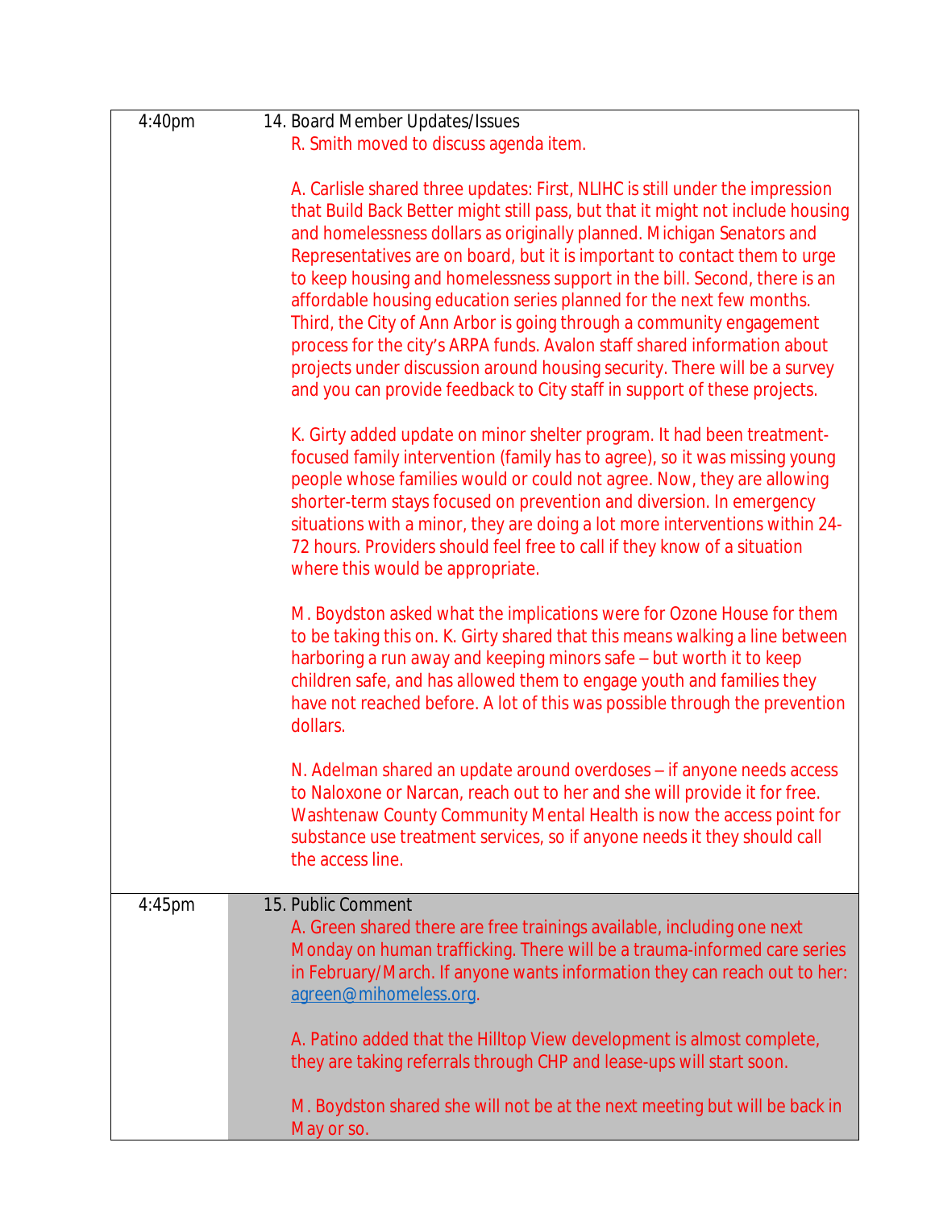| | |
|---|---|
| 4:40pm | 14. Board Member Updates/Issues<br>R. Smith moved to discuss agenda item.<br><br>A. Carlisle shared three updates: First, NLIHC is still under the impression that Build Back Better might still pass, but that it might not include housing and homelessness dollars as originally planned. Michigan Senators and Representatives are on board, but it is important to contact them to urge to keep housing and homelessness support in the bill. Second, there is an affordable housing education series planned for the next few months. Third, the City of Ann Arbor is going through a community engagement process for the city's ARPA funds. Avalon staff shared information about projects under discussion around housing security. There will be a survey and you can provide feedback to City staff in support of these projects.<br><br>K. Girty added update on minor shelter program. It had been treatment-focused family intervention (family has to agree), so it was missing young people whose families would or could not agree. Now, they are allowing shorter-term stays focused on prevention and diversion. In emergency situations with a minor, they are doing a lot more interventions within 24-72 hours. Providers should feel free to call if they know of a situation where this would be appropriate.<br><br>M. Boydston asked what the implications were for Ozone House for them to be taking this on. K. Girty shared that this means walking a line between harboring a run away and keeping minors safe – but worth it to keep children safe, and has allowed them to engage youth and families they have not reached before. A lot of this was possible through the prevention dollars.<br><br>N. Adelman shared an update around overdoses – if anyone needs access to Naloxone or Narcan, reach out to her and she will provide it for free. Washtenaw County Community Mental Health is now the access point for substance use treatment services, so if anyone needs it they should call the access line. |
| 4:45pm | 15. Public Comment<br>A. Green shared there are free trainings available, including one next Monday on human trafficking. There will be a trauma-informed care series in February/March. If anyone wants information they can reach out to her: agreen@mihomeless.org.<br><br>A. Patino added that the Hilltop View development is almost complete, they are taking referrals through CHP and lease-ups will start soon.<br><br>M. Boydston shared she will not be at the next meeting but will be back in May or so. |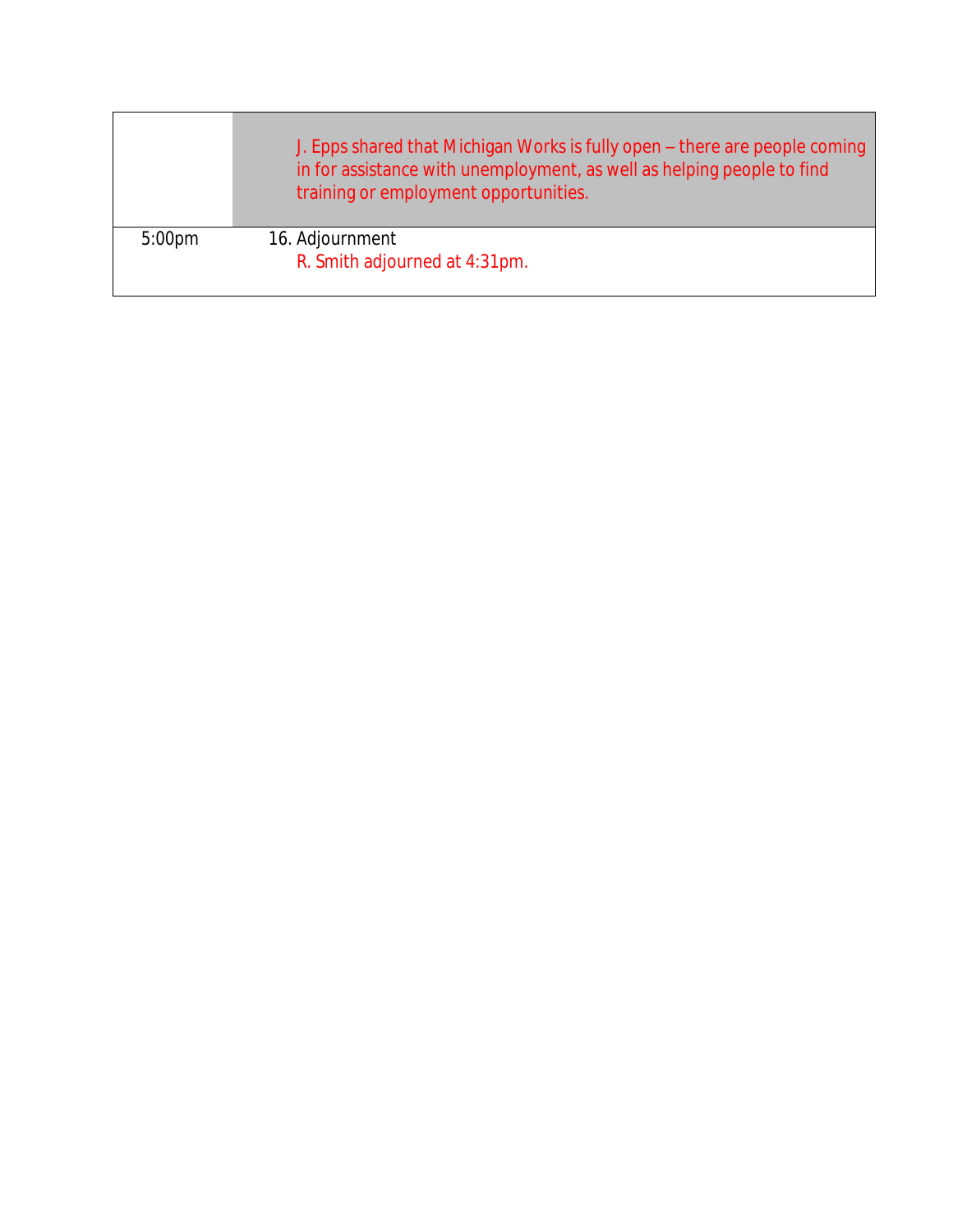| | |
|---|---|
| | J. Epps shared that Michigan Works is fully open – there are people coming in for assistance with unemployment, as well as helping people to find training or employment opportunities. |
| 5:00pm | 16. Adjournment<br>R. Smith adjourned at 4:31pm. |